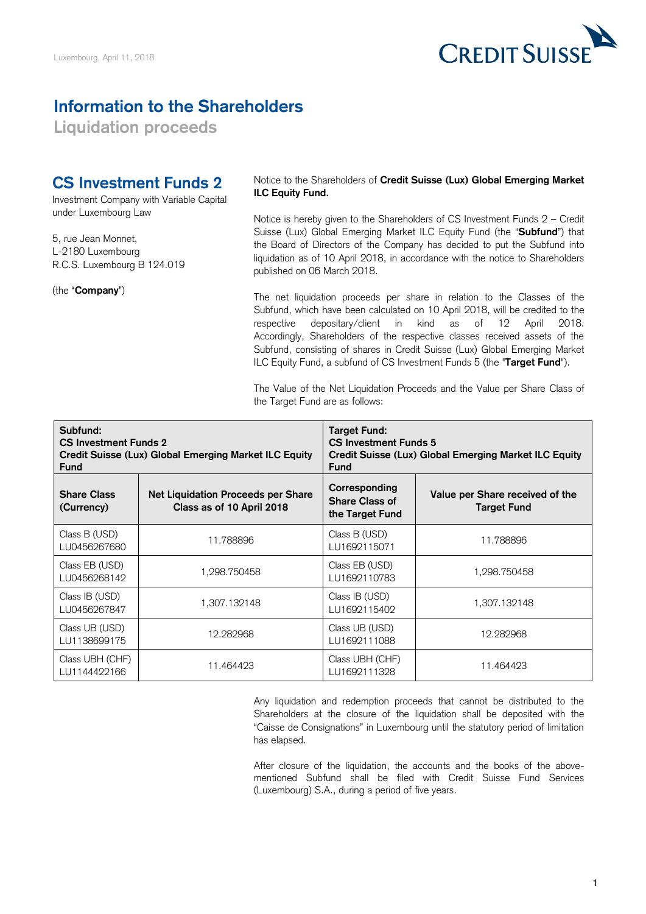Luxembourg, April 11, 2018

# Information to the Shareholders

## Liquidation proceeds

## CS Investment Funds 2

Investment Company with Variable Capital under Luxembourg Law

5, rue Jean Monnet,
L-2180 Luxembourg
R.C.S. Luxembourg B 124.019

(the "**Company**")

Notice to the Shareholders of **Credit Suisse (Lux) Global Emerging Market ILC Equity Fund.**

Notice is hereby given to the Shareholders of CS Investment Funds 2 – Credit Suisse (Lux) Global Emerging Market ILC Equity Fund (the "**Subfund**") that the Board of Directors of the Company has decided to put the Subfund into liquidation as of 10 April 2018, in accordance with the notice to Shareholders published on 06 March 2018.

The net liquidation proceeds per share in relation to the Classes of the Subfund, which have been calculated on 10 April 2018, will be credited to the respective depositary/client in kind as of 12 April 2018. Accordingly, Shareholders of the respective classes received assets of the Subfund, consisting of shares in Credit Suisse (Lux) Global Emerging Market ILC Equity Fund, a subfund of CS Investment Funds 5 (the "**Target Fund**").

The Value of the Net Liquidation Proceeds and the Value per Share Class of the Target Fund are as follows:

| **Subfund: CS Investment Funds 2 Credit Suisse (Lux) Global Emerging Market ILC Equity Fund** | | **Target Fund: CS Investment Funds 5 Credit Suisse (Lux) Global Emerging Market ILC Equity Fund** | |
|---|---|---|---|
| **Share Class (Currency)** | **Net Liquidation Proceeds per Share Class as of 10 April 2018** | **Corresponding Share Class of the Target Fund** | **Value per Share received of the Target Fund** |
| Class B (USD) LU0456267680 | 11.788896 | Class B (USD) LU1692115071 | 11.788896 |
| Class EB (USD) LU0456268142 | 1,298.750458 | Class EB (USD) LU1692110783 | 1,298.750458 |
| Class IB (USD) LU0456267847 | 1,307.132148 | Class IB (USD) LU1692115402 | 1,307.132148 |
| Class UB (USD) LU1138699175 | 12.282968 | Class UB (USD) LU1692111088 | 12.282968 |
| Class UBH (CHF) LU1144422166 | 11.464423 | Class UBH (CHF) LU1692111328 | 11.464423 |

Any liquidation and redemption proceeds that cannot be distributed to the Shareholders at the closure of the liquidation shall be deposited with the "Caisse de Consignations" in Luxembourg until the statutory period of limitation has elapsed.

After closure of the liquidation, the accounts and the books of the above-mentioned Subfund shall be filed with Credit Suisse Fund Services (Luxembourg) S.A., during a period of five years.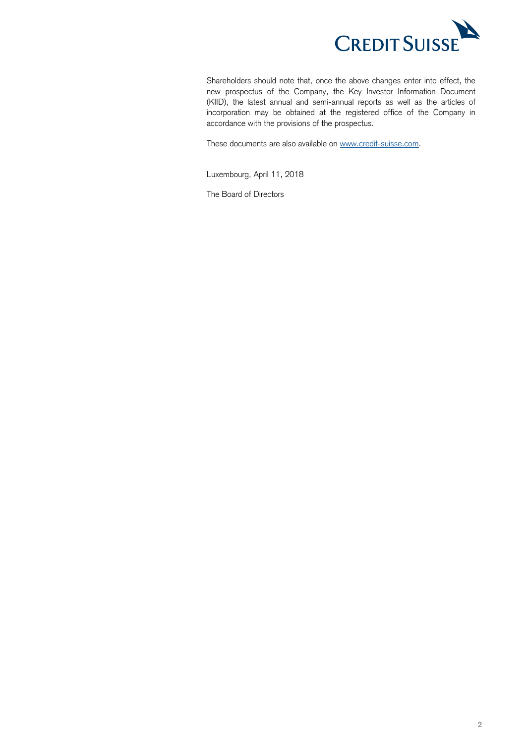Shareholders should note that, once the above changes enter into effect, the new prospectus of the Company, the Key Investor Information Document (KIID), the latest annual and semi-annual reports as well as the articles of incorporation may be obtained at the registered office of the Company in accordance with the provisions of the prospectus.

These documents are also available on [www.credit-suisse.com](http://www.credit-suisse.com).

Luxembourg, April 11, 2018

The Board of Directors